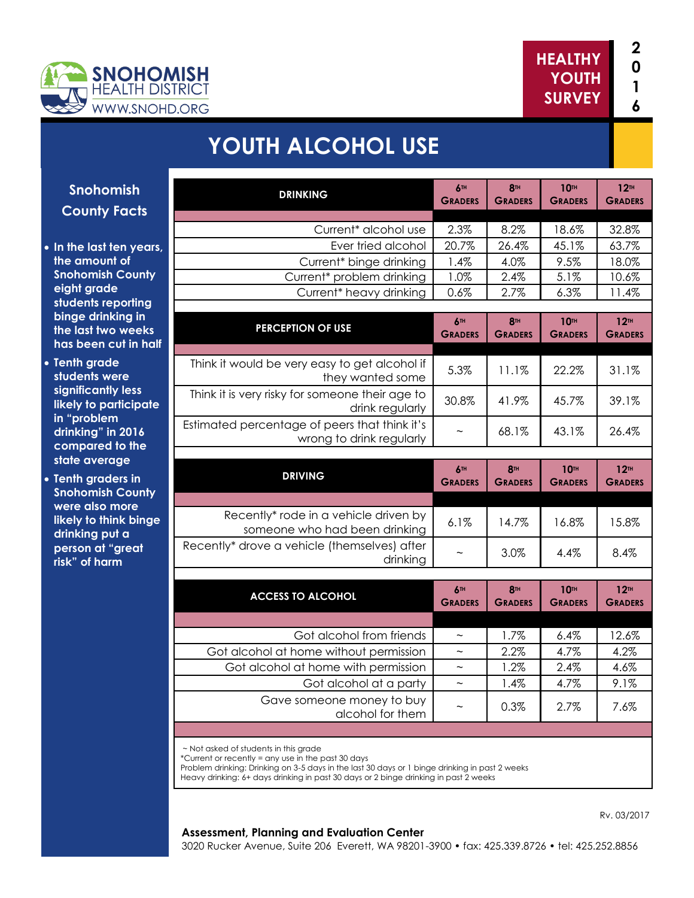SNOHOMISH HEALTH DISTRICT
WWW.SNOHD.ORG

HEALTHY YOUTH SURVEY 2016

# YOUTH ALCOHOL USE

## Snohomish County Facts

- In the last ten years, the amount of Snohomish County eight grade students reporting binge drinking in the last two weeks has been cut in half
- Tenth grade students were significantly less likely to participate in "problem drinking" in 2016 compared to the state average
- Tenth graders in Snohomish County were also more likely to think binge drinking put a person at "great risk" of harm

| DRINKING | 6TH GRADERS | 8TH GRADERS | 10TH GRADERS | 12TH GRADERS |
|---|---|---|---|---|
| Current* alcohol use | 2.3% | 8.2% | 18.6% | 32.8% |
| Ever tried alcohol | 20.7% | 26.4% | 45.1% | 63.7% |
| Current* binge drinking | 1.4% | 4.0% | 9.5% | 18.0% |
| Current* problem drinking | 1.0% | 2.4% | 5.1% | 10.6% |
| Current* heavy drinking | 0.6% | 2.7% | 6.3% | 11.4% |

| PERCEPTION OF USE | 6TH GRADERS | 8TH GRADERS | 10TH GRADERS | 12TH GRADERS |
|---|---|---|---|---|
| Think it would be very easy to get alcohol if they wanted some | 5.3% | 11.1% | 22.2% | 31.1% |
| Think it is very risky for someone their age to drink regularly | 30.8% | 41.9% | 45.7% | 39.1% |
| Estimated percentage of peers that think it's wrong to drink regularly | ~ | 68.1% | 43.1% | 26.4% |

| DRIVING | 6TH GRADERS | 8TH GRADERS | 10TH GRADERS | 12TH GRADERS |
|---|---|---|---|---|
| Recently* rode in a vehicle driven by someone who had been drinking | 6.1% | 14.7% | 16.8% | 15.8% |
| Recently* drove a vehicle (themselves) after drinking | ~ | 3.0% | 4.4% | 8.4% |

| ACCESS TO ALCOHOL | 6TH GRADERS | 8TH GRADERS | 10TH GRADERS | 12TH GRADERS |
|---|---|---|---|---|
| Got alcohol from friends | ~ | 1.7% | 6.4% | 12.6% |
| Got alcohol at home without permission | ~ | 2.2% | 4.7% | 4.2% |
| Got alcohol at home with permission | ~ | 1.2% | 2.4% | 4.6% |
| Got alcohol at a party | ~ | 1.4% | 4.7% | 9.1% |
| Gave someone money to buy alcohol for them | ~ | 0.3% | 2.7% | 7.6% |

~ Not asked of students in this grade
*Current or recently = any use in the past 30 days
Problem drinking: Drinking on 3-5 days in the last 30 days or 1 binge drinking in past 2 weeks
Heavy drinking: 6+ days drinking in past 30 days or 2 binge drinking in past 2 weeks

Rv. 03/2017

**Assessment, Planning and Evaluation Center**
3020 Rucker Avenue, Suite 206 Everett, WA 98201-3900 • fax: 425.339.8726 • tel: 425.252.8856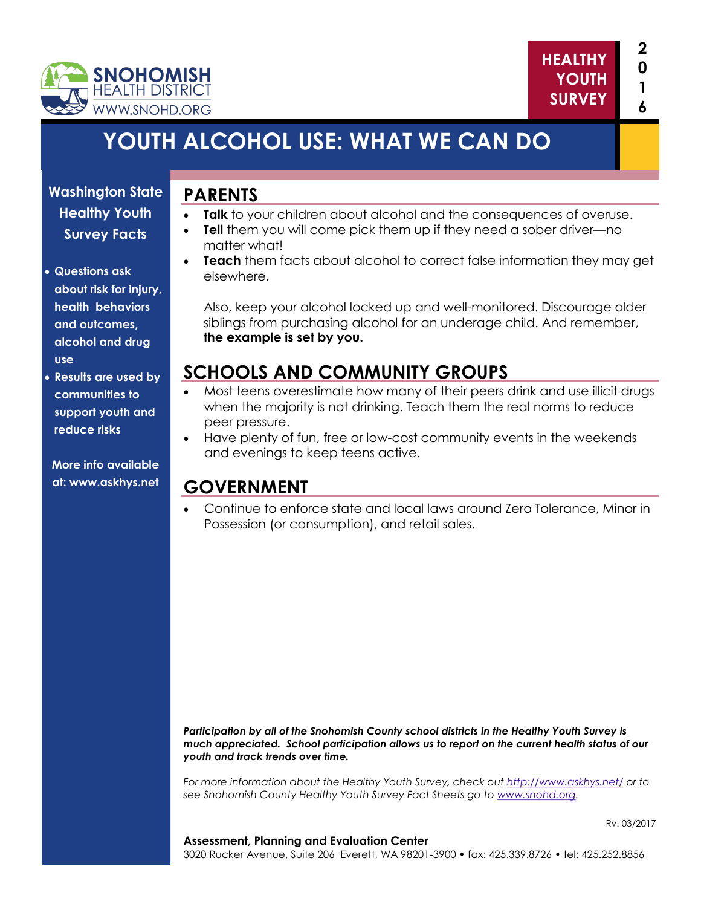# YOUTH ALCOHOL USE: WHAT WE CAN DO

**Washington State Healthy Youth Survey Facts**

- **Questions ask about risk for injury, health behaviors and outcomes, alcohol and drug use**
- **Results are used by communities to support youth and reduce risks**

**More info available at: www.askhys.net**

## PARENTS

- **Talk** to your children about alcohol and the consequences of overuse.
- **Tell** them you will come pick them up if they need a sober driver—no matter what!
- **Teach** them facts about alcohol to correct false information they may get elsewhere.

Also, keep your alcohol locked up and well-monitored. Discourage older siblings from purchasing alcohol for an underage child. And remember, **the example is set by you.**

## SCHOOLS AND COMMUNITY GROUPS

- Most teens overestimate how many of their peers drink and use illicit drugs when the majority is not drinking. Teach them the real norms to reduce peer pressure.
- Have plenty of fun, free or low-cost community events in the weekends and evenings to keep teens active.

## GOVERNMENT

- Continue to enforce state and local laws around Zero Tolerance, Minor in Possession (or consumption), and retail sales.

***Participation by all of the Snohomish County school districts in the Healthy Youth Survey is much appreciated. School participation allows us to report on the current health status of our youth and track trends over time.***

*For more information about the Healthy Youth Survey, check out http://www.askhys.net/ or to see Snohomish County Healthy Youth Survey Fact Sheets go to www.snohd.org.*

Rv. 03/2017

**Assessment, Planning and Evaluation Center**
3020 Rucker Avenue, Suite 206 Everett, WA 98201-3900 • fax: 425.339.8726 • tel: 425.252.8856